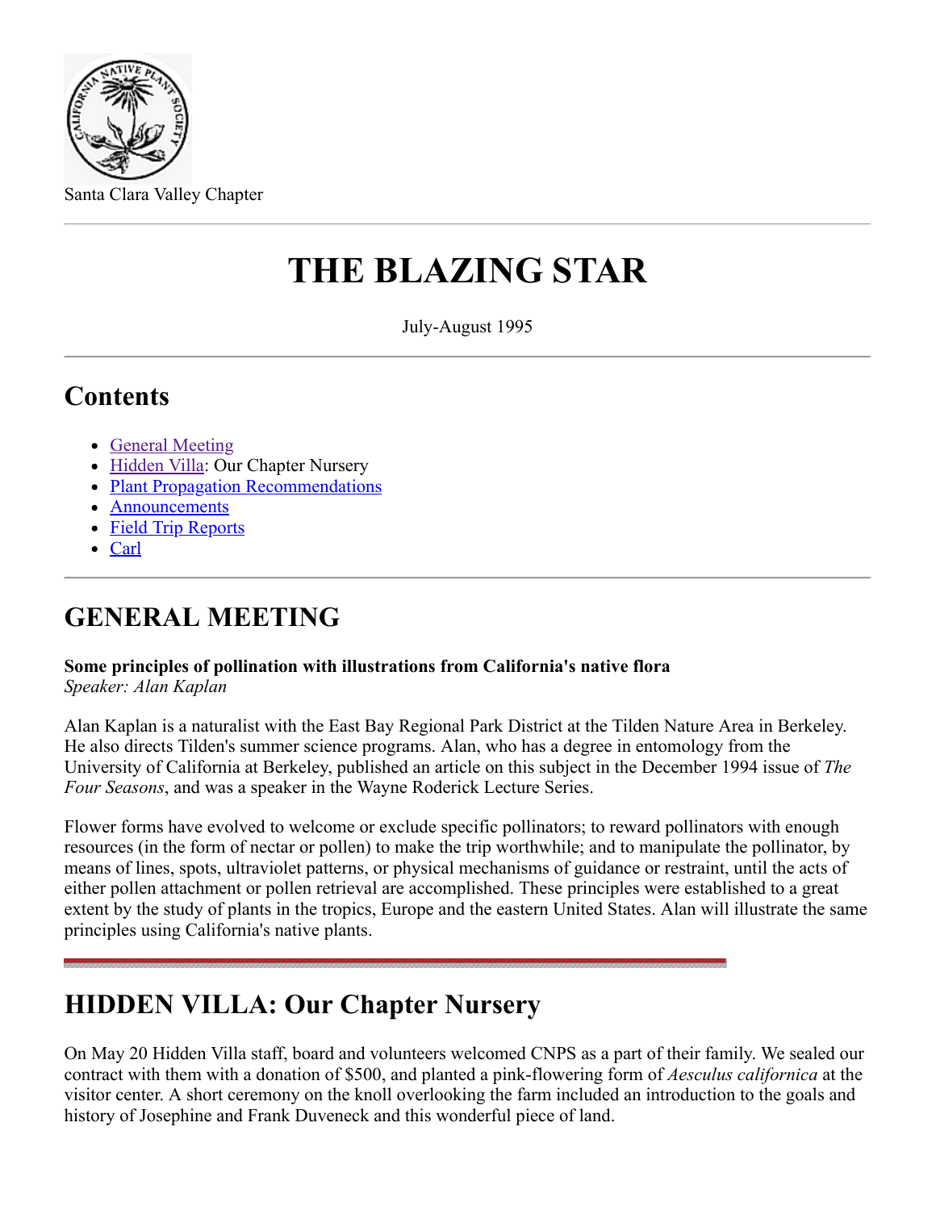Santa Clara Valley Chapter

# THE BLAZING STAR

July-August 1995

## Contents

- General Meeting
- Hidden Villa: Our Chapter Nursery
- Plant Propagation Recommendations
- Announcements
- Field Trip Reports
- Carl

## GENERAL MEETING

**Some principles of pollination with illustrations from California's native flora**
*Speaker: Alan Kaplan*

Alan Kaplan is a naturalist with the East Bay Regional Park District at the Tilden Nature Area in Berkeley. He also directs Tilden's summer science programs. Alan, who has a degree in entomology from the University of California at Berkeley, published an article on this subject in the December 1994 issue of *The Four Seasons*, and was a speaker in the Wayne Roderick Lecture Series.

Flower forms have evolved to welcome or exclude specific pollinators; to reward pollinators with enough resources (in the form of nectar or pollen) to make the trip worthwhile; and to manipulate the pollinator, by means of lines, spots, ultraviolet patterns, or physical mechanisms of guidance or restraint, until the acts of either pollen attachment or pollen retrieval are accomplished. These principles were established to a great extent by the study of plants in the tropics, Europe and the eastern United States. Alan will illustrate the same principles using California's native plants.

## HIDDEN VILLA: Our Chapter Nursery

On May 20 Hidden Villa staff, board and volunteers welcomed CNPS as a part of their family. We sealed our contract with them with a donation of $500, and planted a pink-flowering form of *Aesculus californica* at the visitor center. A short ceremony on the knoll overlooking the farm included an introduction to the goals and history of Josephine and Frank Duveneck and this wonderful piece of land.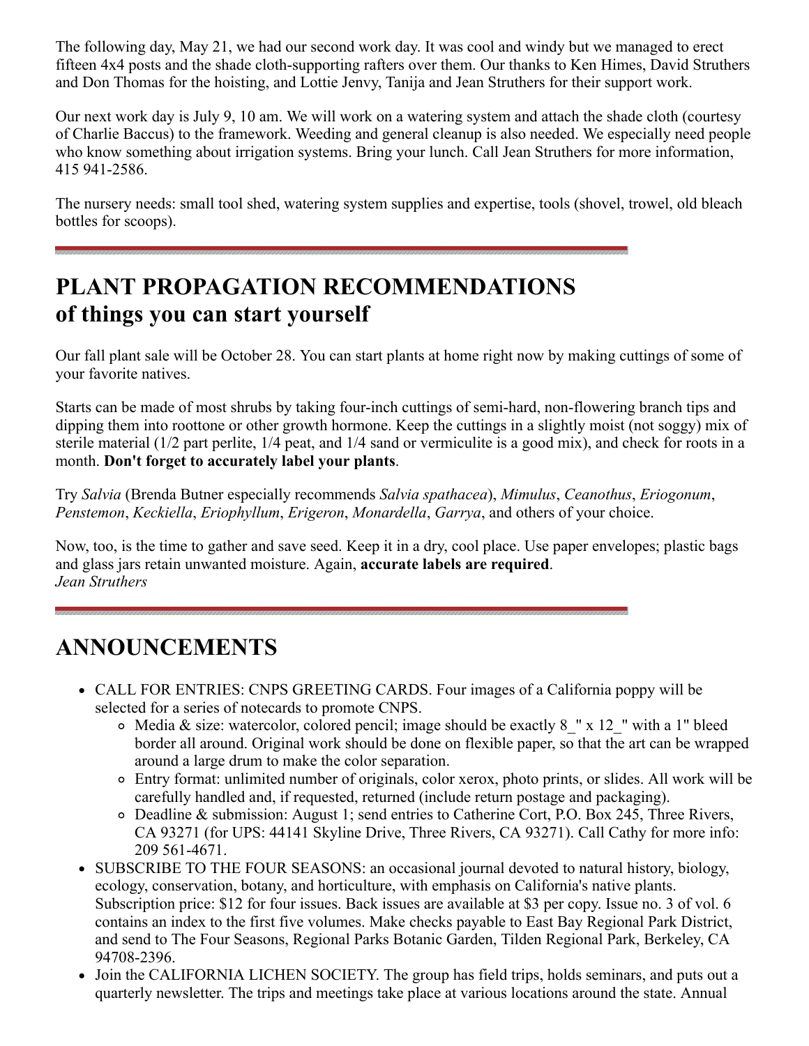The following day, May 21, we had our second work day. It was cool and windy but we managed to erect fifteen 4x4 posts and the shade cloth-supporting rafters over them. Our thanks to Ken Himes, David Struthers and Don Thomas for the hoisting, and Lottie Jenvy, Tanija and Jean Struthers for their support work.

Our next work day is July 9, 10 am. We will work on a watering system and attach the shade cloth (courtesy of Charlie Baccus) to the framework. Weeding and general cleanup is also needed. We especially need people who know something about irrigation systems. Bring your lunch. Call Jean Struthers for more information, 415 941-2586.

The nursery needs: small tool shed, watering system supplies and expertise, tools (shovel, trowel, old bleach bottles for scoops).

---

## PLANT PROPAGATION RECOMMENDATIONS of things you can start yourself

Our fall plant sale will be October 28. You can start plants at home right now by making cuttings of some of your favorite natives.

Starts can be made of most shrubs by taking four-inch cuttings of semi-hard, non-flowering branch tips and dipping them into roottone or other growth hormone. Keep the cuttings in a slightly moist (not soggy) mix of sterile material (1/2 part perlite, 1/4 peat, and 1/4 sand or vermiculite is a good mix), and check for roots in a month. **Don't forget to accurately label your plants**.

Try *Salvia* (Brenda Butner especially recommends *Salvia spathacea*), *Mimulus*, *Ceanothus*, *Eriogonum*, *Penstemon*, *Keckiella*, *Eriophyllum*, *Erigeron*, *Monardella*, *Garrya*, and others of your choice.

Now, too, is the time to gather and save seed. Keep it in a dry, cool place. Use paper envelopes; plastic bags and glass jars retain unwanted moisture. Again, **accurate labels are required**.
*Jean Struthers*

---

## ANNOUNCEMENTS

- CALL FOR ENTRIES: CNPS GREETING CARDS. Four images of a California poppy will be selected for a series of notecards to promote CNPS.
  - Media & size: watercolor, colored pencil; image should be exactly 8_" x 12_" with a 1" bleed border all around. Original work should be done on flexible paper, so that the art can be wrapped around a large drum to make the color separation.
  - Entry format: unlimited number of originals, color xerox, photo prints, or slides. All work will be carefully handled and, if requested, returned (include return postage and packaging).
  - Deadline & submission: August 1; send entries to Catherine Cort, P.O. Box 245, Three Rivers, CA 93271 (for UPS: 44141 Skyline Drive, Three Rivers, CA 93271). Call Cathy for more info: 209 561-4671.
- SUBSCRIBE TO THE FOUR SEASONS: an occasional journal devoted to natural history, biology, ecology, conservation, botany, and horticulture, with emphasis on California's native plants. Subscription price: $12 for four issues. Back issues are available at $3 per copy. Issue no. 3 of vol. 6 contains an index to the first five volumes. Make checks payable to East Bay Regional Park District, and send to The Four Seasons, Regional Parks Botanic Garden, Tilden Regional Park, Berkeley, CA 94708-2396.
- Join the CALIFORNIA LICHEN SOCIETY. The group has field trips, holds seminars, and puts out a quarterly newsletter. The trips and meetings take place at various locations around the state. Annual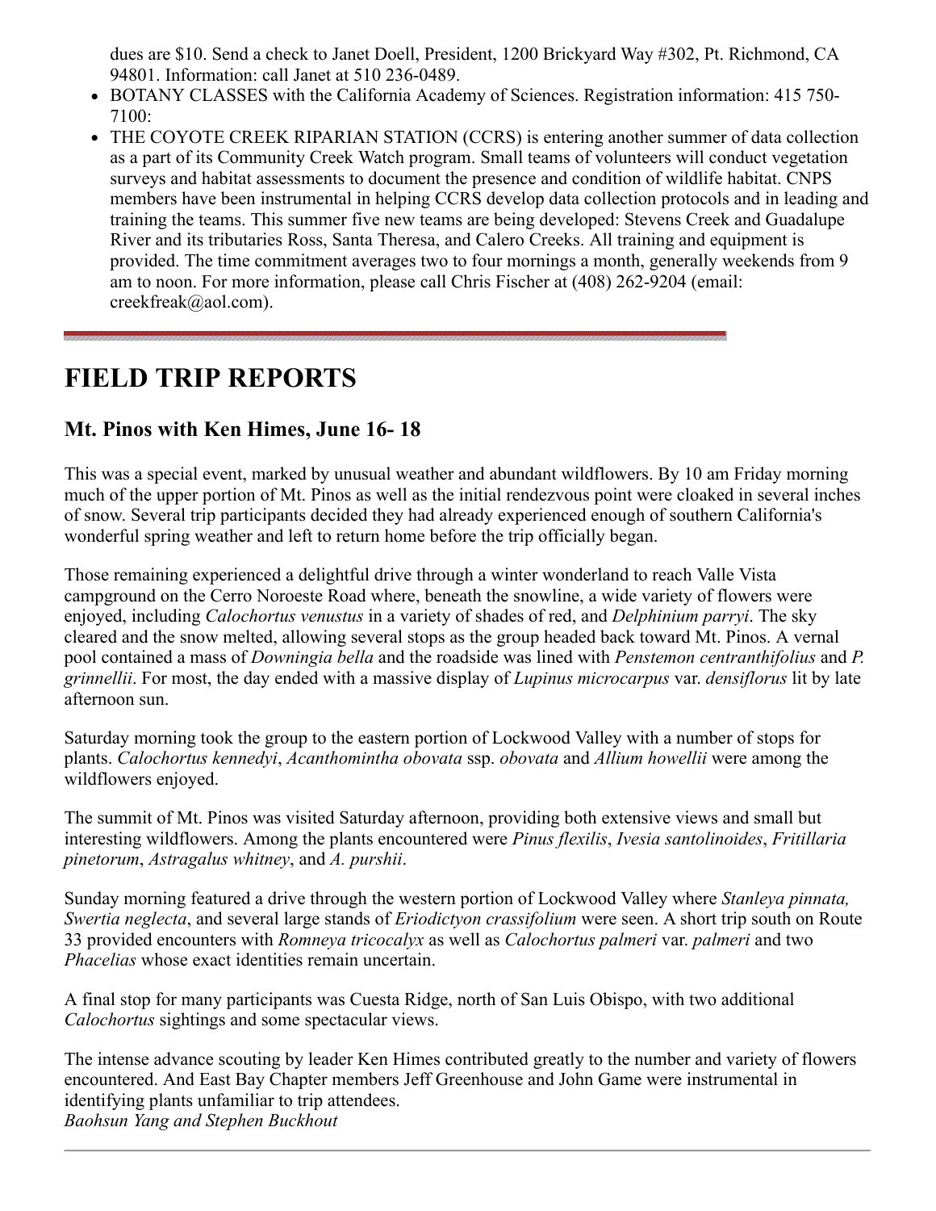dues are $10. Send a check to Janet Doell, President, 1200 Brickyard Way #302, Pt. Richmond, CA 94801. Information: call Janet at 510 236-0489.

- BOTANY CLASSES with the California Academy of Sciences. Registration information: 415 750-7100:
- THE COYOTE CREEK RIPARIAN STATION (CCRS) is entering another summer of data collection as a part of its Community Creek Watch program. Small teams of volunteers will conduct vegetation surveys and habitat assessments to document the presence and condition of wildlife habitat. CNPS members have been instrumental in helping CCRS develop data collection protocols and in leading and training the teams. This summer five new teams are being developed: Stevens Creek and Guadalupe River and its tributaries Ross, Santa Theresa, and Calero Creeks. All training and equipment is provided. The time commitment averages two to four mornings a month, generally weekends from 9 am to noon. For more information, please call Chris Fischer at (408) 262-9204 (email: creekfreak@aol.com).

---

# FIELD TRIP REPORTS

## Mt. Pinos with Ken Himes, June 16- 18

This was a special event, marked by unusual weather and abundant wildflowers. By 10 am Friday morning much of the upper portion of Mt. Pinos as well as the initial rendezvous point were cloaked in several inches of snow. Several trip participants decided they had already experienced enough of southern California's wonderful spring weather and left to return home before the trip officially began.

Those remaining experienced a delightful drive through a winter wonderland to reach Valle Vista campground on the Cerro Noroeste Road where, beneath the snowline, a wide variety of flowers were enjoyed, including *Calochortus venustus* in a variety of shades of red, and *Delphinium parryi*. The sky cleared and the snow melted, allowing several stops as the group headed back toward Mt. Pinos. A vernal pool contained a mass of *Downingia bella* and the roadside was lined with *Penstemon centranthifolius* and *P. grinnellii*. For most, the day ended with a massive display of *Lupinus microcarpus* var. *densiflorus* lit by late afternoon sun.

Saturday morning took the group to the eastern portion of Lockwood Valley with a number of stops for plants. *Calochortus kennedyi*, *Acanthomintha obovata* ssp. *obovata* and *Allium howellii* were among the wildflowers enjoyed.

The summit of Mt. Pinos was visited Saturday afternoon, providing both extensive views and small but interesting wildflowers. Among the plants encountered were *Pinus flexilis*, *Ivesia santolinoides*, *Fritillaria pinetorum*, *Astragalus whitney*, and *A. purshii*.

Sunday morning featured a drive through the western portion of Lockwood Valley where *Stanleya pinnata, Swertia neglecta*, and several large stands of *Eriodictyon crassifolium* were seen. A short trip south on Route 33 provided encounters with *Romneya tricocalyx* as well as *Calochortus palmeri* var. *palmeri* and two *Phacelias* whose exact identities remain uncertain.

A final stop for many participants was Cuesta Ridge, north of San Luis Obispo, with two additional *Calochortus* sightings and some spectacular views.

The intense advance scouting by leader Ken Himes contributed greatly to the number and variety of flowers encountered. And East Bay Chapter members Jeff Greenhouse and John Game were instrumental in identifying plants unfamiliar to trip attendees.
*Baohsun Yang and Stephen Buckhout*

---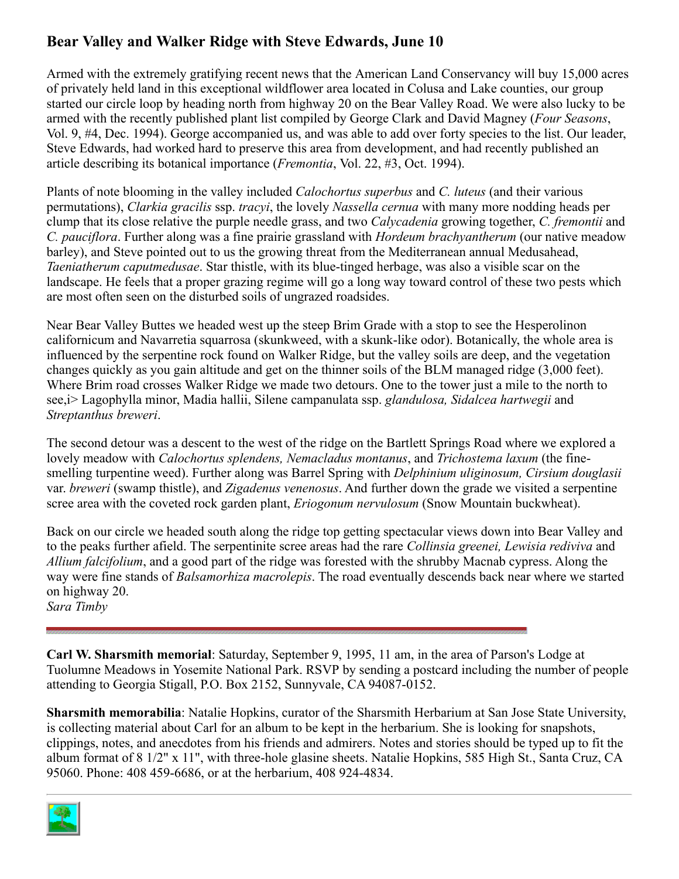## Bear Valley and Walker Ridge with Steve Edwards, June 10

Armed with the extremely gratifying recent news that the American Land Conservancy will buy 15,000 acres of privately held land in this exceptional wildflower area located in Colusa and Lake counties, our group started our circle loop by heading north from highway 20 on the Bear Valley Road. We were also lucky to be armed with the recently published plant list compiled by George Clark and David Magney (*Four Seasons*, Vol. 9, #4, Dec. 1994). George accompanied us, and was able to add over forty species to the list. Our leader, Steve Edwards, had worked hard to preserve this area from development, and had recently published an article describing its botanical importance (*Fremontia*, Vol. 22, #3, Oct. 1994).

Plants of note blooming in the valley included *Calochortus superbus* and *C. luteus* (and their various permutations), *Clarkia gracilis* ssp. *tracyi*, the lovely *Nassella cernua* with many more nodding heads per clump that its close relative the purple needle grass, and two *Calycadenia* growing together, *C. fremontii* and *C. pauciflora*. Further along was a fine prairie grassland with *Hordeum brachyantherum* (our native meadow barley), and Steve pointed out to us the growing threat from the Mediterranean annual Medusahead, *Taeniatherum caputmedusae*. Star thistle, with its blue-tinged herbage, was also a visible scar on the landscape. He feels that a proper grazing regime will go a long way toward control of these two pests which are most often seen on the disturbed soils of ungrazed roadsides.

Near Bear Valley Buttes we headed west up the steep Brim Grade with a stop to see the Hesperolinon californicum and Navarretia squarrosa (skunkweed, with a skunk-like odor). Botanically, the whole area is influenced by the serpentine rock found on Walker Ridge, but the valley soils are deep, and the vegetation changes quickly as you gain altitude and get on the thinner soils of the BLM managed ridge (3,000 feet). Where Brim road crosses Walker Ridge we made two detours. One to the tower just a mile to the north to see,i> Lagophylla minor, Madia hallii, Silene campanulata ssp. *glandulosa, Sidalcea hartwegii* and *Streptanthus breweri*.

The second detour was a descent to the west of the ridge on the Bartlett Springs Road where we explored a lovely meadow with *Calochortus splendens, Nemacladus montanus*, and *Trichostema laxum* (the fine-smelling turpentine weed). Further along was Barrel Spring with *Delphinium uliginosum, Cirsium douglasii* var. *breweri* (swamp thistle), and *Zigadenus venenosus*. And further down the grade we visited a serpentine scree area with the coveted rock garden plant, *Eriogonum nervulosum* (Snow Mountain buckwheat).

Back on our circle we headed south along the ridge top getting spectacular views down into Bear Valley and to the peaks further afield. The serpentinite scree areas had the rare *Collinsia greenei, Lewisia rediviva* and *Allium falcifolium*, and a good part of the ridge was forested with the shrubby Macnab cypress. Along the way were fine stands of *Balsamorhiza macrolepis*. The road eventually descends back near where we started on highway 20.
*Sara Timby*

---

**Carl W. Sharsmith memorial**: Saturday, September 9, 1995, 11 am, in the area of Parson's Lodge at Tuolumne Meadows in Yosemite National Park. RSVP by sending a postcard including the number of people attending to Georgia Stigall, P.O. Box 2152, Sunnyvale, CA 94087-0152.

**Sharsmith memorabilia**: Natalie Hopkins, curator of the Sharsmith Herbarium at San Jose State University, is collecting material about Carl for an album to be kept in the herbarium. She is looking for snapshots, clippings, notes, and anecdotes from his friends and admirers. Notes and stories should be typed up to fit the album format of 8 1/2" x 11", with three-hole glasine sheets. Natalie Hopkins, 585 High St., Santa Cruz, CA 95060. Phone: 408 459-6686, or at the herbarium, 408 924-4834.